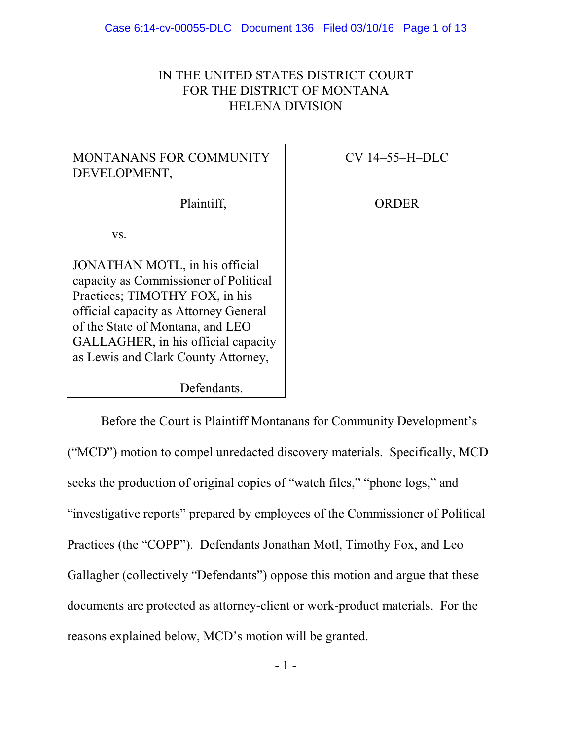IN THE UNITED STATES DISTRICT COURT
FOR THE DISTRICT OF MONTANA
HELENA DIVISION

| | |
|---|---|
| MONTANANS FOR COMMUNITY DEVELOPMENT,<br><br>Plaintiff,<br><br>vs.<br><br>JONATHAN MOTL, in his official capacity as Commissioner of Political Practices; TIMOTHY FOX, in his official capacity as Attorney General of the State of Montana, and LEO GALLAGHER, in his official capacity as Lewis and Clark County Attorney,<br><br>Defendants. | CV 14–55–H–DLC<br><br>ORDER |

Before the Court is Plaintiff Montanans for Community Development's ("MCD") motion to compel unredacted discovery materials. Specifically, MCD seeks the production of original copies of "watch files," "phone logs," and "investigative reports" prepared by employees of the Commissioner of Political Practices (the "COPP"). Defendants Jonathan Motl, Timothy Fox, and Leo Gallagher (collectively "Defendants") oppose this motion and argue that these documents are protected as attorney-client or work-product materials. For the reasons explained below, MCD's motion will be granted.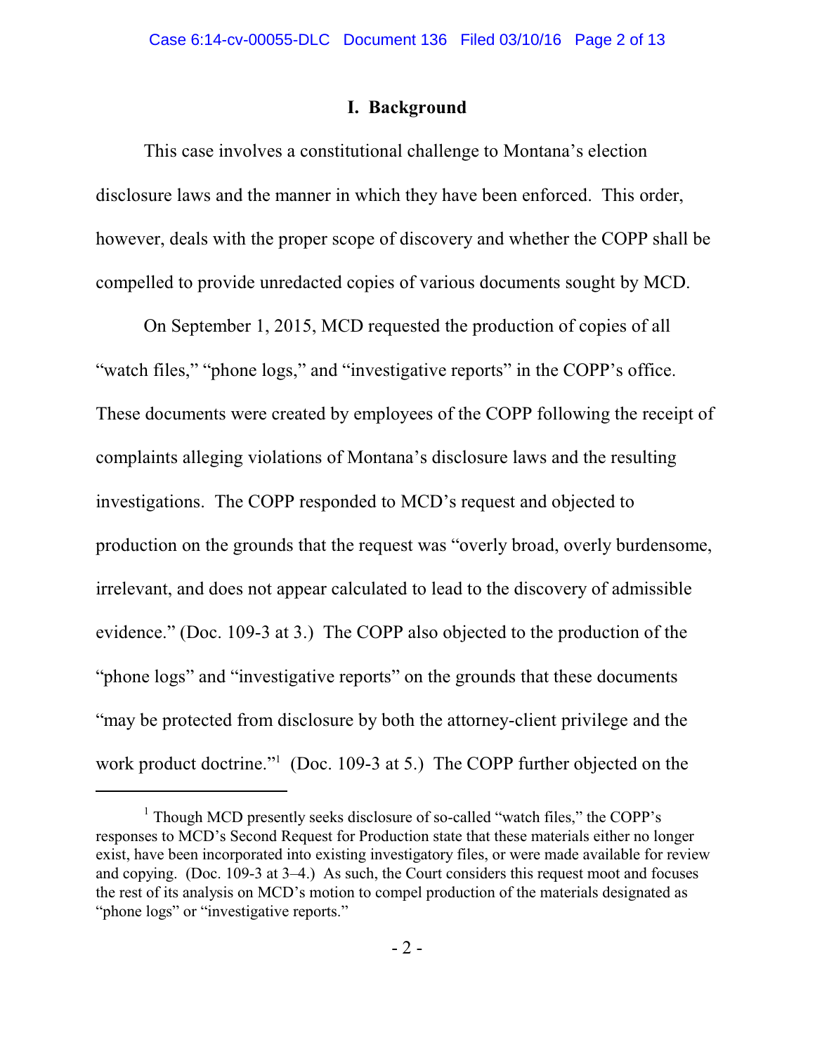## I. Background

This case involves a constitutional challenge to Montana's election disclosure laws and the manner in which they have been enforced. This order, however, deals with the proper scope of discovery and whether the COPP shall be compelled to provide unredacted copies of various documents sought by MCD.

On September 1, 2015, MCD requested the production of copies of all "watch files," "phone logs," and "investigative reports" in the COPP's office. These documents were created by employees of the COPP following the receipt of complaints alleging violations of Montana's disclosure laws and the resulting investigations. The COPP responded to MCD's request and objected to production on the grounds that the request was "overly broad, overly burdensome, irrelevant, and does not appear calculated to lead to the discovery of admissible evidence." (Doc. 109-3 at 3.) The COPP also objected to the production of the "phone logs" and "investigative reports" on the grounds that these documents "may be protected from disclosure by both the attorney-client privilege and the work product doctrine."[1] (Doc. 109-3 at 5.) The COPP further objected on the

[1] Though MCD presently seeks disclosure of so-called "watch files," the COPP's responses to MCD's Second Request for Production state that these materials either no longer exist, have been incorporated into existing investigatory files, or were made available for review and copying. (Doc. 109-3 at 3–4.) As such, the Court considers this request moot and focuses the rest of its analysis on MCD's motion to compel production of the materials designated as "phone logs" or "investigative reports."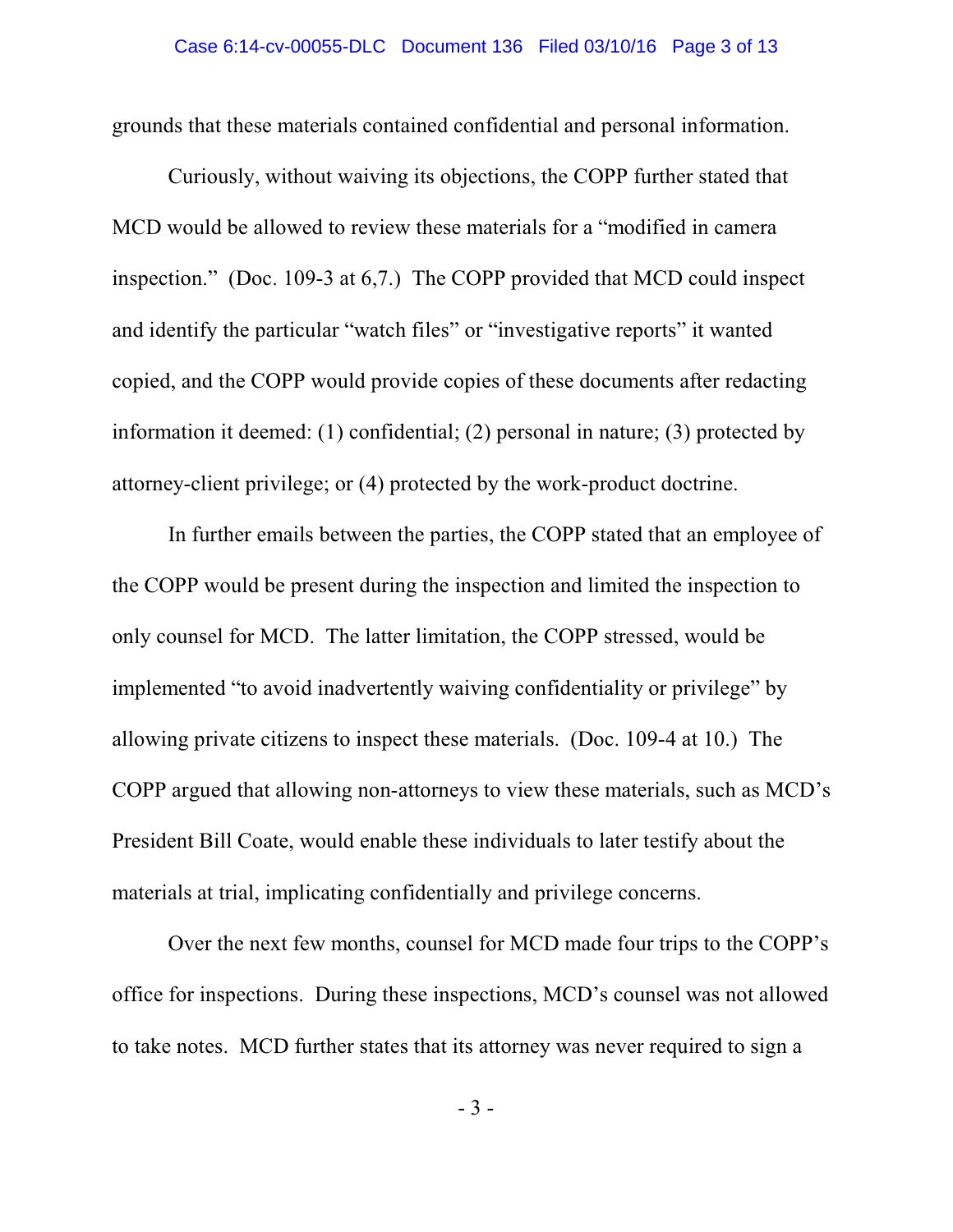grounds that these materials contained confidential and personal information.

Curiously, without waiving its objections, the COPP further stated that MCD would be allowed to review these materials for a "modified in camera inspection." (Doc. 109-3 at 6,7.) The COPP provided that MCD could inspect and identify the particular "watch files" or "investigative reports" it wanted copied, and the COPP would provide copies of these documents after redacting information it deemed: (1) confidential; (2) personal in nature; (3) protected by attorney-client privilege; or (4) protected by the work-product doctrine.

In further emails between the parties, the COPP stated that an employee of the COPP would be present during the inspection and limited the inspection to only counsel for MCD. The latter limitation, the COPP stressed, would be implemented "to avoid inadvertently waiving confidentiality or privilege" by allowing private citizens to inspect these materials. (Doc. 109-4 at 10.) The COPP argued that allowing non-attorneys to view these materials, such as MCD's President Bill Coate, would enable these individuals to later testify about the materials at trial, implicating confidentially and privilege concerns.

Over the next few months, counsel for MCD made four trips to the COPP's office for inspections. During these inspections, MCD's counsel was not allowed to take notes. MCD further states that its attorney was never required to sign a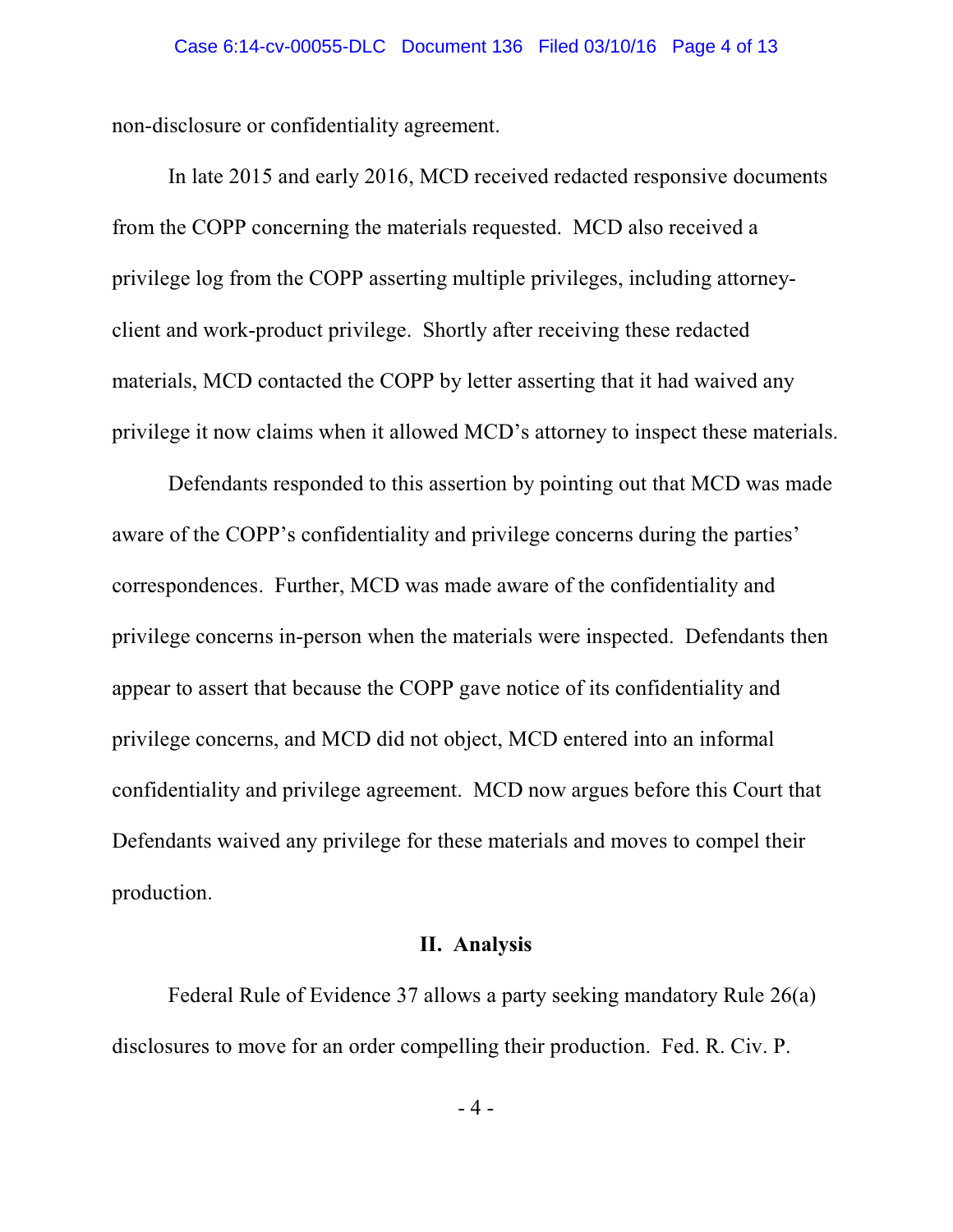non-disclosure or confidentiality agreement.

In late 2015 and early 2016, MCD received redacted responsive documents from the COPP concerning the materials requested. MCD also received a privilege log from the COPP asserting multiple privileges, including attorney-client and work-product privilege. Shortly after receiving these redacted materials, MCD contacted the COPP by letter asserting that it had waived any privilege it now claims when it allowed MCD's attorney to inspect these materials.

Defendants responded to this assertion by pointing out that MCD was made aware of the COPP's confidentiality and privilege concerns during the parties' correspondences. Further, MCD was made aware of the confidentiality and privilege concerns in-person when the materials were inspected. Defendants then appear to assert that because the COPP gave notice of its confidentiality and privilege concerns, and MCD did not object, MCD entered into an informal confidentiality and privilege agreement. MCD now argues before this Court that Defendants waived any privilege for these materials and moves to compel their production.

## II. Analysis

Federal Rule of Evidence 37 allows a party seeking mandatory Rule 26(a) disclosures to move for an order compelling their production. Fed. R. Civ. P.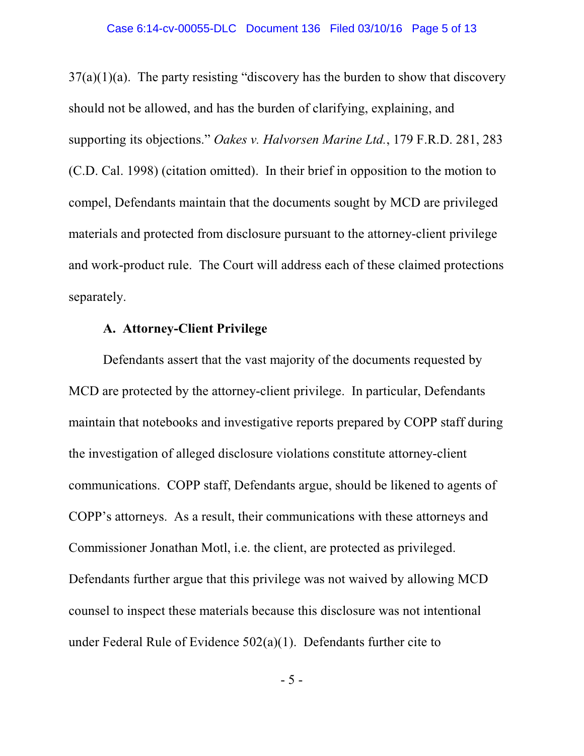37(a)(1)(a). The party resisting "discovery has the burden to show that discovery should not be allowed, and has the burden of clarifying, explaining, and supporting its objections." *Oakes v. Halvorsen Marine Ltd.*, 179 F.R.D. 281, 283 (C.D. Cal. 1998) (citation omitted). In their brief in opposition to the motion to compel, Defendants maintain that the documents sought by MCD are privileged materials and protected from disclosure pursuant to the attorney-client privilege and work-product rule. The Court will address each of these claimed protections separately.

**A. Attorney-Client Privilege**

Defendants assert that the vast majority of the documents requested by MCD are protected by the attorney-client privilege. In particular, Defendants maintain that notebooks and investigative reports prepared by COPP staff during the investigation of alleged disclosure violations constitute attorney-client communications. COPP staff, Defendants argue, should be likened to agents of COPP's attorneys. As a result, their communications with these attorneys and Commissioner Jonathan Motl, i.e. the client, are protected as privileged. Defendants further argue that this privilege was not waived by allowing MCD counsel to inspect these materials because this disclosure was not intentional under Federal Rule of Evidence 502(a)(1). Defendants further cite to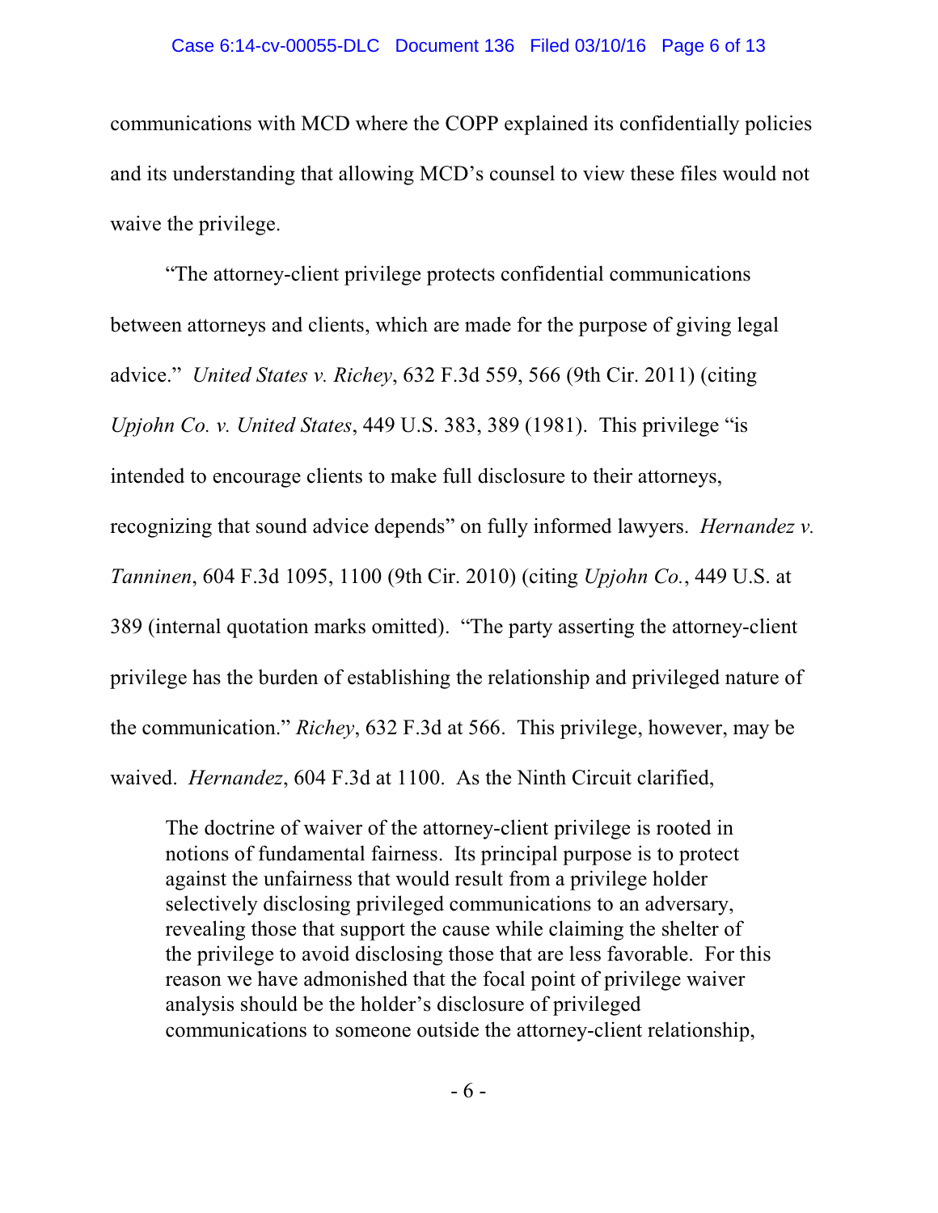communications with MCD where the COPP explained its confidentially policies and its understanding that allowing MCD's counsel to view these files would not waive the privilege.

"The attorney-client privilege protects confidential communications between attorneys and clients, which are made for the purpose of giving legal advice." *United States v. Richey*, 632 F.3d 559, 566 (9th Cir. 2011) (citing *Upjohn Co. v. United States*, 449 U.S. 383, 389 (1981). This privilege "is intended to encourage clients to make full disclosure to their attorneys, recognizing that sound advice depends" on fully informed lawyers. *Hernandez v. Tanninen*, 604 F.3d 1095, 1100 (9th Cir. 2010) (citing *Upjohn Co.*, 449 U.S. at 389 (internal quotation marks omitted). "The party asserting the attorney-client privilege has the burden of establishing the relationship and privileged nature of the communication." *Richey*, 632 F.3d at 566. This privilege, however, may be waived. *Hernandez*, 604 F.3d at 1100. As the Ninth Circuit clarified,

> The doctrine of waiver of the attorney-client privilege is rooted in notions of fundamental fairness. Its principal purpose is to protect against the unfairness that would result from a privilege holder selectively disclosing privileged communications to an adversary, revealing those that support the cause while claiming the shelter of the privilege to avoid disclosing those that are less favorable. For this reason we have admonished that the focal point of privilege waiver analysis should be the holder's disclosure of privileged communications to someone outside the attorney-client relationship,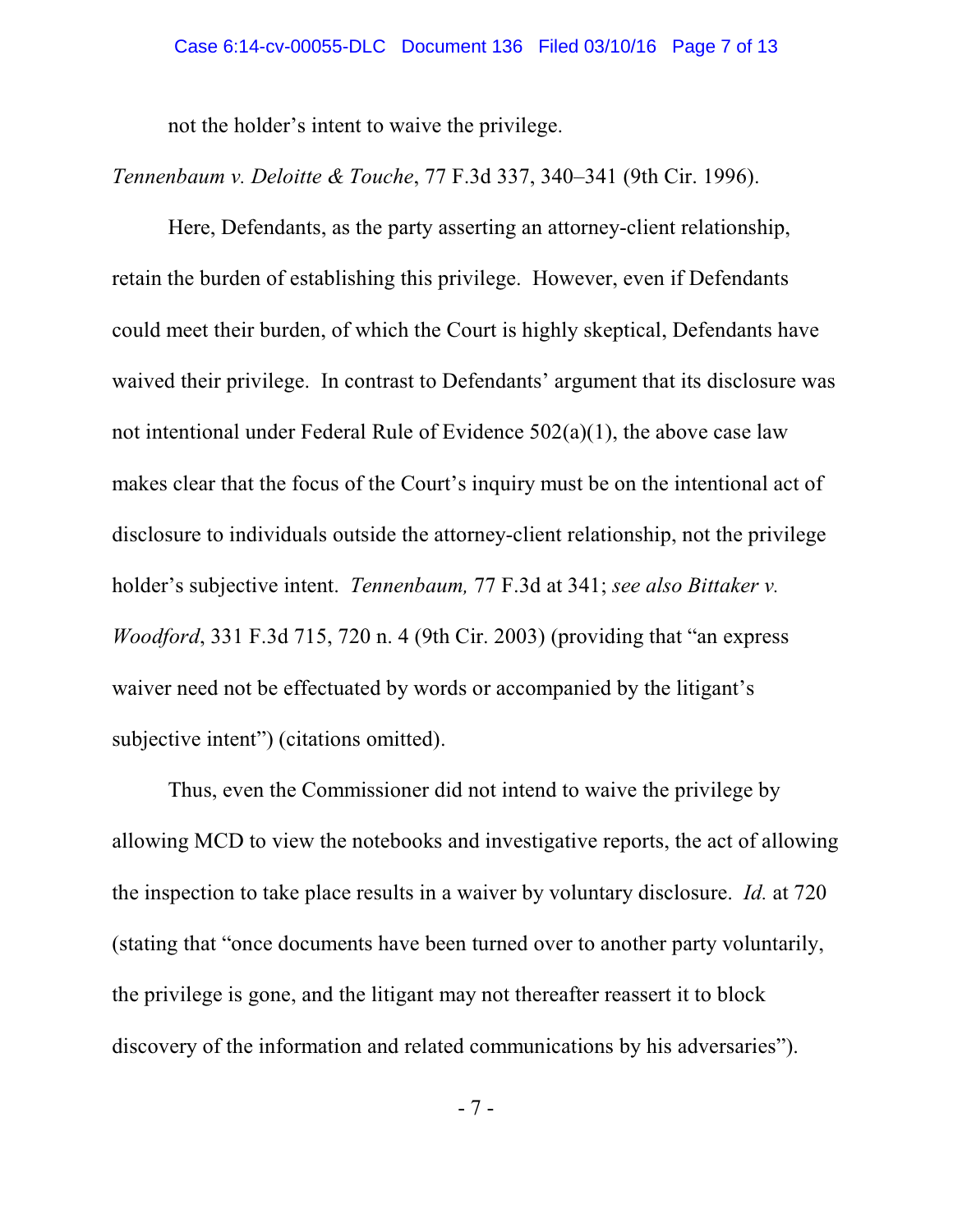not the holder's intent to waive the privilege.

*Tennenbaum v. Deloitte & Touche*, 77 F.3d 337, 340–341 (9th Cir. 1996).

Here, Defendants, as the party asserting an attorney-client relationship, retain the burden of establishing this privilege. However, even if Defendants could meet their burden, of which the Court is highly skeptical, Defendants have waived their privilege. In contrast to Defendants' argument that its disclosure was not intentional under Federal Rule of Evidence 502(a)(1), the above case law makes clear that the focus of the Court's inquiry must be on the intentional act of disclosure to individuals outside the attorney-client relationship, not the privilege holder's subjective intent. *Tennenbaum,* 77 F.3d at 341; *see also Bittaker v. Woodford*, 331 F.3d 715, 720 n. 4 (9th Cir. 2003) (providing that "an express waiver need not be effectuated by words or accompanied by the litigant's subjective intent") (citations omitted).

Thus, even the Commissioner did not intend to waive the privilege by allowing MCD to view the notebooks and investigative reports, the act of allowing the inspection to take place results in a waiver by voluntary disclosure. *Id.* at 720 (stating that "once documents have been turned over to another party voluntarily, the privilege is gone, and the litigant may not thereafter reassert it to block discovery of the information and related communications by his adversaries").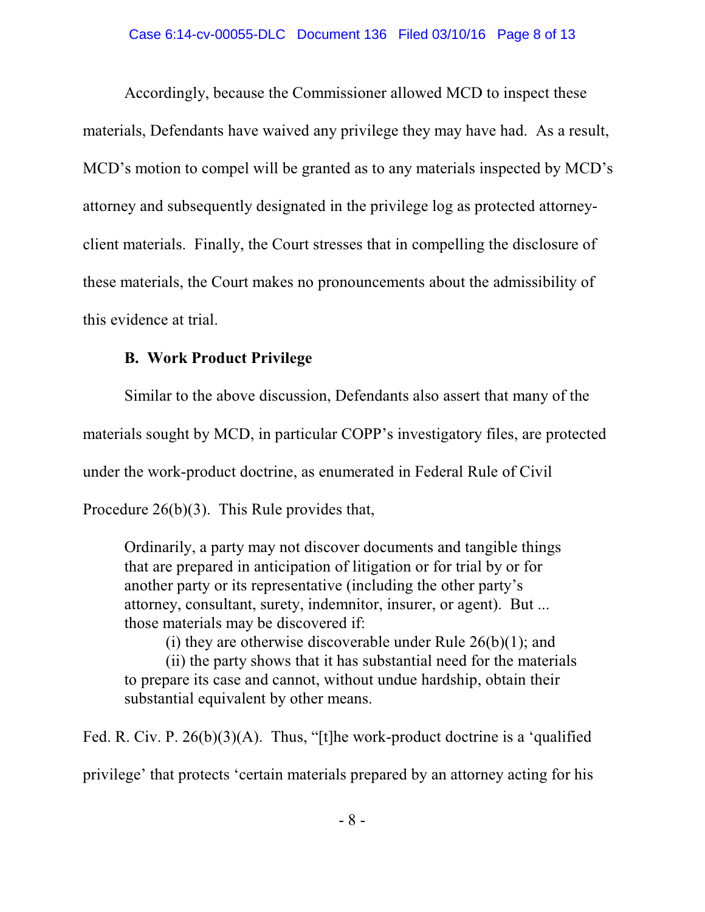Accordingly, because the Commissioner allowed MCD to inspect these materials, Defendants have waived any privilege they may have had. As a result, MCD's motion to compel will be granted as to any materials inspected by MCD's attorney and subsequently designated in the privilege log as protected attorney-client materials. Finally, the Court stresses that in compelling the disclosure of these materials, the Court makes no pronouncements about the admissibility of this evidence at trial.

### B. Work Product Privilege

Similar to the above discussion, Defendants also assert that many of the materials sought by MCD, in particular COPP's investigatory files, are protected under the work-product doctrine, as enumerated in Federal Rule of Civil Procedure 26(b)(3). This Rule provides that,

> Ordinarily, a party may not discover documents and tangible things that are prepared in anticipation of litigation or for trial by or for another party or its representative (including the other party's attorney, consultant, surety, indemnitor, insurer, or agent). But ... those materials may be discovered if:
>
> (i) they are otherwise discoverable under Rule 26(b)(1); and
>
> (ii) the party shows that it has substantial need for the materials to prepare its case and cannot, without undue hardship, obtain their substantial equivalent by other means.

Fed. R. Civ. P. 26(b)(3)(A). Thus, "[t]he work-product doctrine is a 'qualified privilege' that protects 'certain materials prepared by an attorney acting for his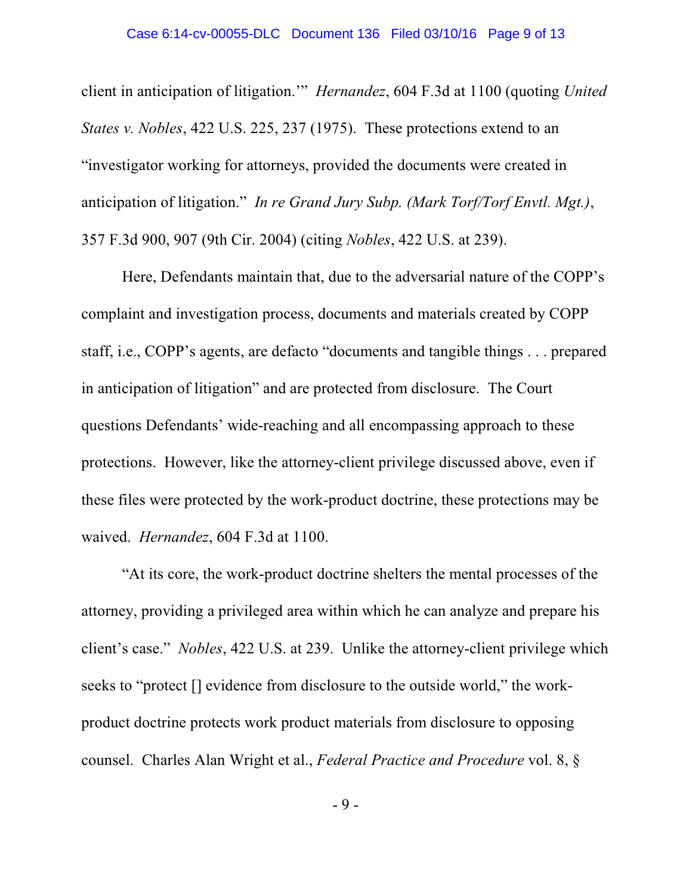client in anticipation of litigation.'" *Hernandez*, 604 F.3d at 1100 (quoting *United States v. Nobles*, 422 U.S. 225, 237 (1975). These protections extend to an "investigator working for attorneys, provided the documents were created in anticipation of litigation." *In re Grand Jury Subp. (Mark Torf/Torf Envtl. Mgt.)*, 357 F.3d 900, 907 (9th Cir. 2004) (citing *Nobles*, 422 U.S. at 239).

Here, Defendants maintain that, due to the adversarial nature of the COPP's complaint and investigation process, documents and materials created by COPP staff, i.e., COPP's agents, are defacto "documents and tangible things . . . prepared in anticipation of litigation" and are protected from disclosure. The Court questions Defendants' wide-reaching and all encompassing approach to these protections. However, like the attorney-client privilege discussed above, even if these files were protected by the work-product doctrine, these protections may be waived. *Hernandez*, 604 F.3d at 1100.

"At its core, the work-product doctrine shelters the mental processes of the attorney, providing a privileged area within which he can analyze and prepare his client's case." *Nobles*, 422 U.S. at 239. Unlike the attorney-client privilege which seeks to "protect [] evidence from disclosure to the outside world," the work-product doctrine protects work product materials from disclosure to opposing counsel. Charles Alan Wright et al., *Federal Practice and Procedure* vol. 8, §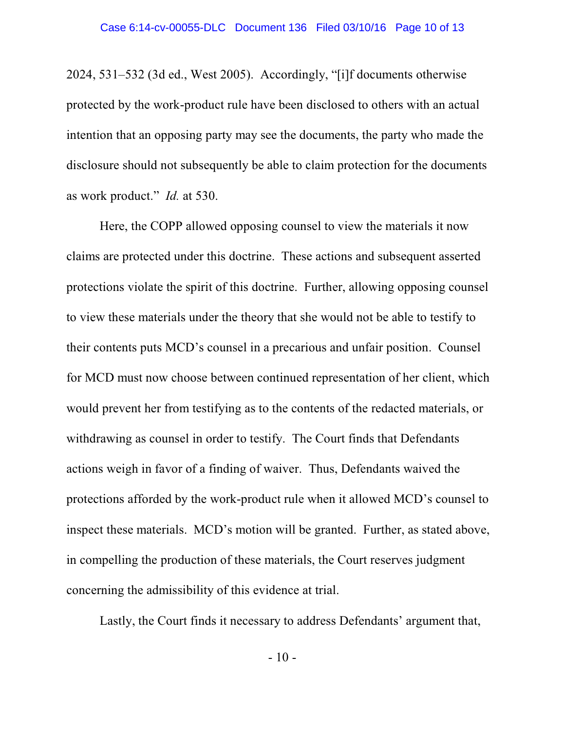2024, 531–532 (3d ed., West 2005). Accordingly, "[i]f documents otherwise protected by the work-product rule have been disclosed to others with an actual intention that an opposing party may see the documents, the party who made the disclosure should not subsequently be able to claim protection for the documents as work product." *Id.* at 530.

Here, the COPP allowed opposing counsel to view the materials it now claims are protected under this doctrine. These actions and subsequent asserted protections violate the spirit of this doctrine. Further, allowing opposing counsel to view these materials under the theory that she would not be able to testify to their contents puts MCD's counsel in a precarious and unfair position. Counsel for MCD must now choose between continued representation of her client, which would prevent her from testifying as to the contents of the redacted materials, or withdrawing as counsel in order to testify. The Court finds that Defendants actions weigh in favor of a finding of waiver. Thus, Defendants waived the protections afforded by the work-product rule when it allowed MCD's counsel to inspect these materials. MCD's motion will be granted. Further, as stated above, in compelling the production of these materials, the Court reserves judgment concerning the admissibility of this evidence at trial.

Lastly, the Court finds it necessary to address Defendants' argument that,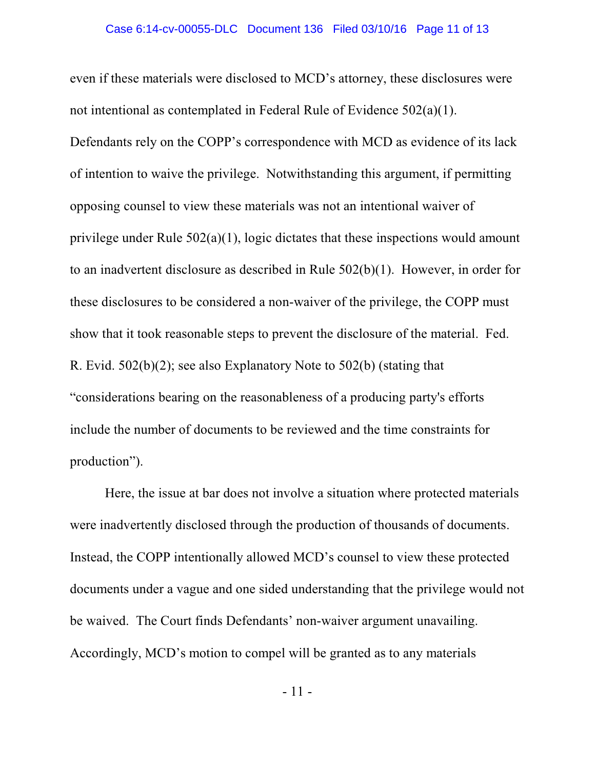even if these materials were disclosed to MCD's attorney, these disclosures were not intentional as contemplated in Federal Rule of Evidence 502(a)(1). Defendants rely on the COPP's correspondence with MCD as evidence of its lack of intention to waive the privilege. Notwithstanding this argument, if permitting opposing counsel to view these materials was not an intentional waiver of privilege under Rule 502(a)(1), logic dictates that these inspections would amount to an inadvertent disclosure as described in Rule 502(b)(1). However, in order for these disclosures to be considered a non-waiver of the privilege, the COPP must show that it took reasonable steps to prevent the disclosure of the material. Fed. R. Evid. 502(b)(2); see also Explanatory Note to 502(b) (stating that "considerations bearing on the reasonableness of a producing party's efforts include the number of documents to be reviewed and the time constraints for production").

Here, the issue at bar does not involve a situation where protected materials were inadvertently disclosed through the production of thousands of documents. Instead, the COPP intentionally allowed MCD's counsel to view these protected documents under a vague and one sided understanding that the privilege would not be waived. The Court finds Defendants' non-waiver argument unavailing. Accordingly, MCD's motion to compel will be granted as to any materials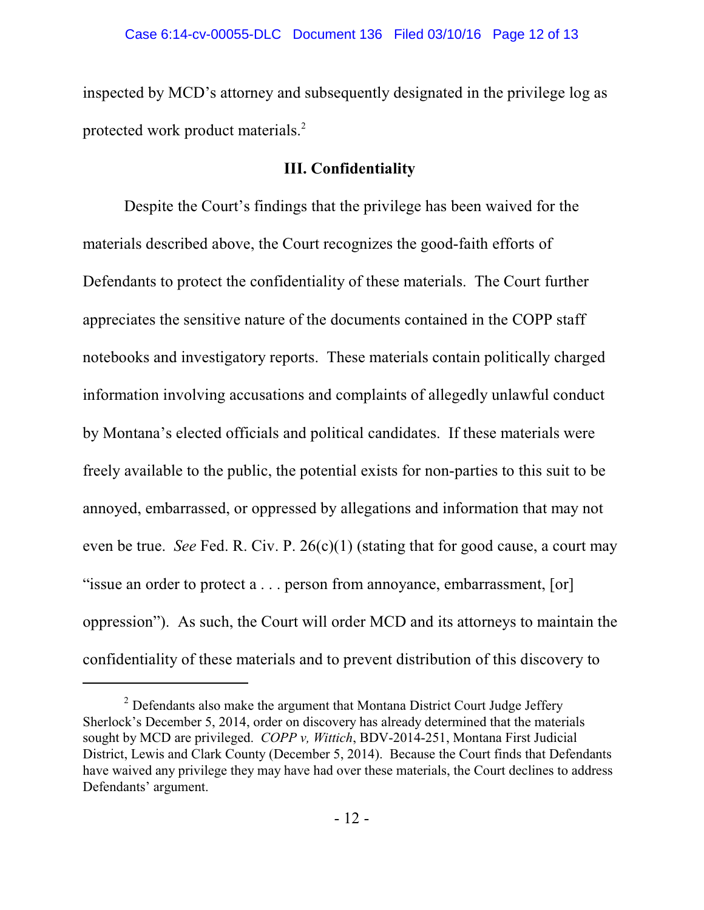inspected by MCD's attorney and subsequently designated in the privilege log as protected work product materials.[2]

### III. Confidentiality

Despite the Court's findings that the privilege has been waived for the materials described above, the Court recognizes the good-faith efforts of Defendants to protect the confidentiality of these materials. The Court further appreciates the sensitive nature of the documents contained in the COPP staff notebooks and investigatory reports. These materials contain politically charged information involving accusations and complaints of allegedly unlawful conduct by Montana's elected officials and political candidates. If these materials were freely available to the public, the potential exists for non-parties to this suit to be annoyed, embarrassed, or oppressed by allegations and information that may not even be true. *See* Fed. R. Civ. P. 26(c)(1) (stating that for good cause, a court may "issue an order to protect a . . . person from annoyance, embarrassment, [or] oppression"). As such, the Court will order MCD and its attorneys to maintain the confidentiality of these materials and to prevent distribution of this discovery to

---

[2] Defendants also make the argument that Montana District Court Judge Jeffery Sherlock's December 5, 2014, order on discovery has already determined that the materials sought by MCD are privileged. *COPP v, Wittich*, BDV-2014-251, Montana First Judicial District, Lewis and Clark County (December 5, 2014). Because the Court finds that Defendants have waived any privilege they may have had over these materials, the Court declines to address Defendants' argument.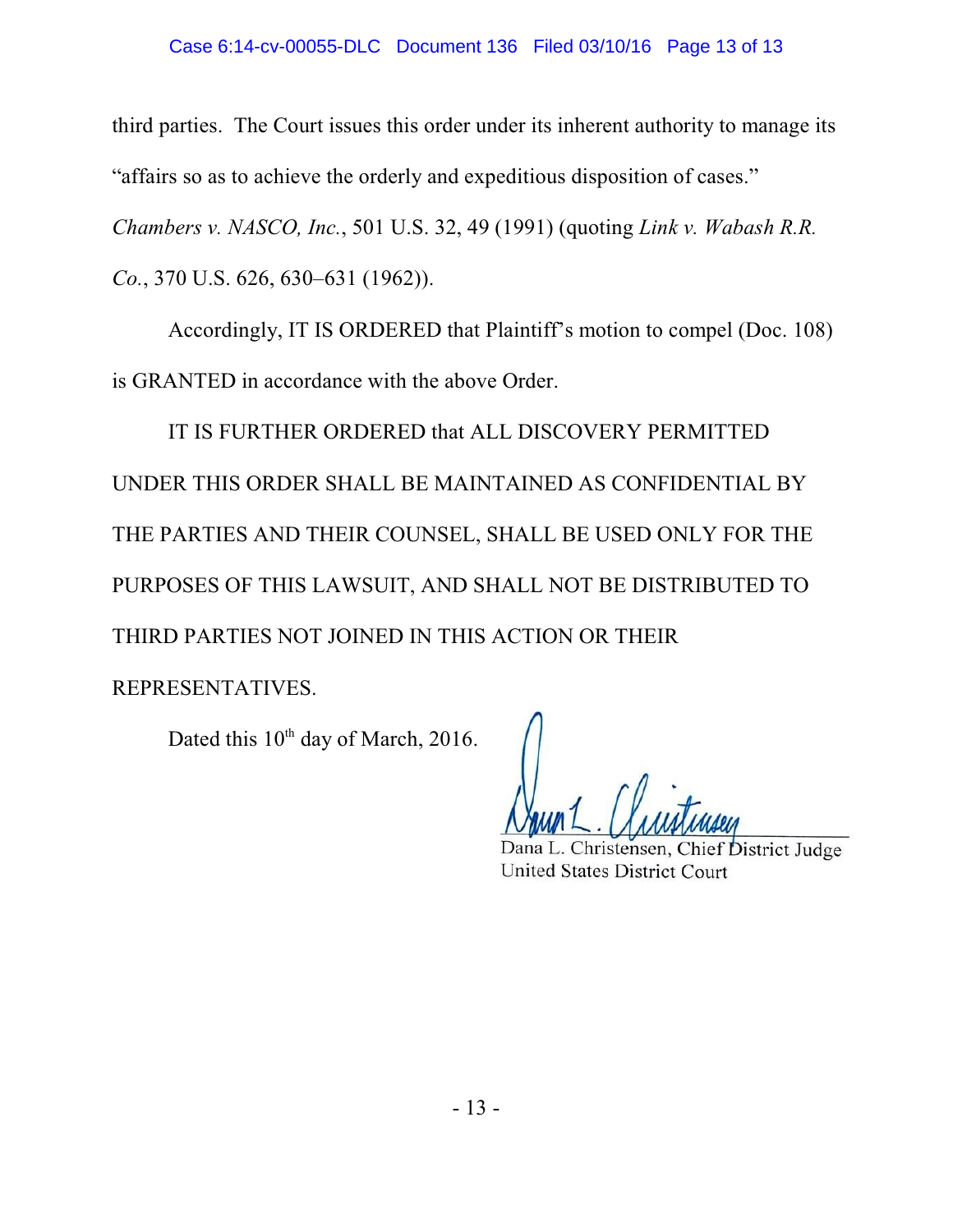third parties. The Court issues this order under its inherent authority to manage its "affairs so as to achieve the orderly and expeditious disposition of cases." *Chambers v. NASCO, Inc.*, 501 U.S. 32, 49 (1991) (quoting *Link v. Wabash R.R. Co.*, 370 U.S. 626, 630–631 (1962)).

Accordingly, IT IS ORDERED that Plaintiff's motion to compel (Doc. 108) is GRANTED in accordance with the above Order.

IT IS FURTHER ORDERED that ALL DISCOVERY PERMITTED UNDER THIS ORDER SHALL BE MAINTAINED AS CONFIDENTIAL BY THE PARTIES AND THEIR COUNSEL, SHALL BE USED ONLY FOR THE PURPOSES OF THIS LAWSUIT, AND SHALL NOT BE DISTRIBUTED TO THIRD PARTIES NOT JOINED IN THIS ACTION OR THEIR REPRESENTATIVES.

Dated this 10th day of March, 2016.

Dana L. Christensen, Chief District Judge
United States District Court